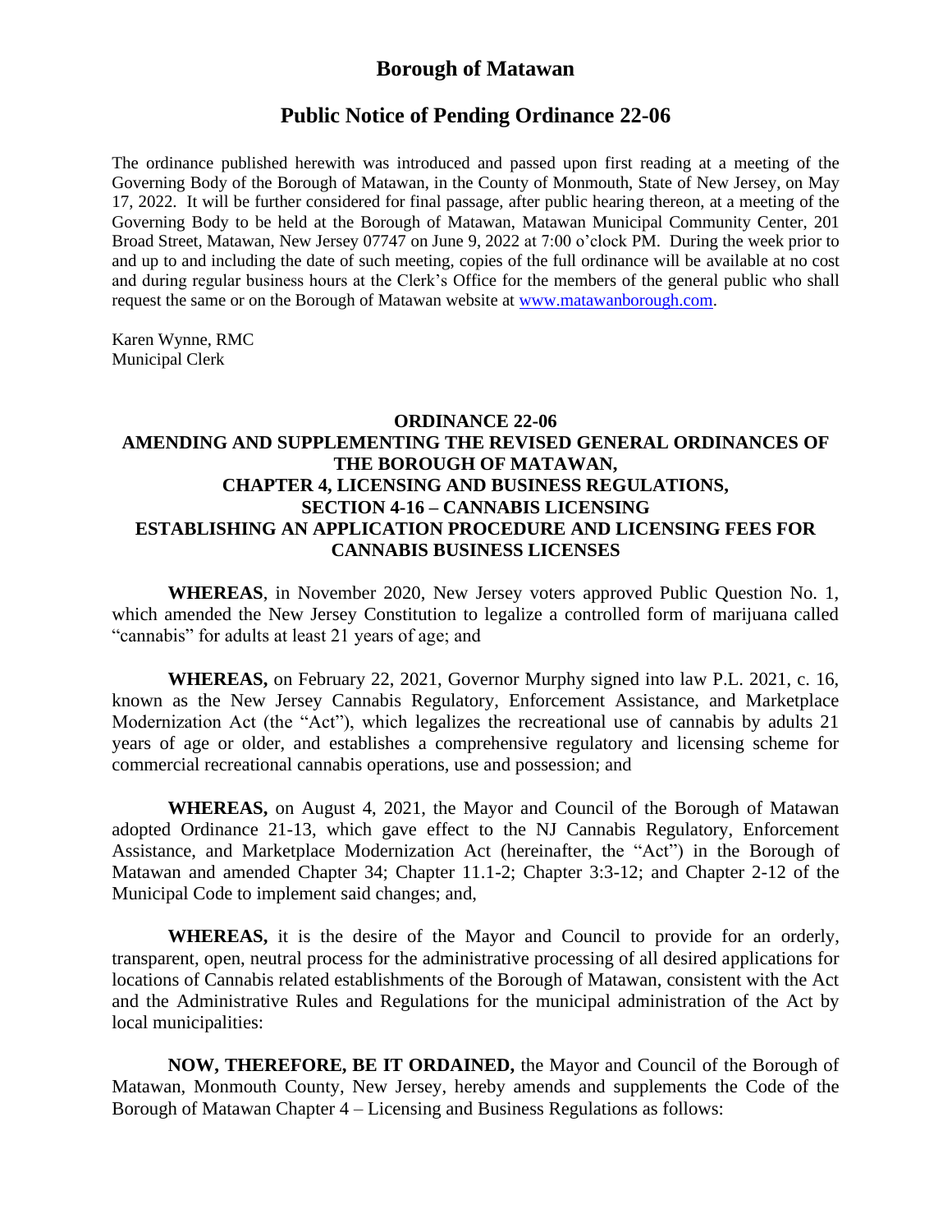# Borough of Matawan

## Public Notice of Pending Ordinance 22-06

The ordinance published herewith was introduced and passed upon first reading at a meeting of the Governing Body of the Borough of Matawan, in the County of Monmouth, State of New Jersey, on May 17, 2022. It will be further considered for final passage, after public hearing thereon, at a meeting of the Governing Body to be held at the Borough of Matawan, Matawan Municipal Community Center, 201 Broad Street, Matawan, New Jersey 07747 on June 9, 2022 at 7:00 o'clock PM. During the week prior to and up to and including the date of such meeting, copies of the full ordinance will be available at no cost and during regular business hours at the Clerk's Office for the members of the general public who shall request the same or on the Borough of Matawan website at www.matawanborough.com.

Karen Wynne, RMC
Municipal Clerk

**ORDINANCE 22-06**
**AMENDING AND SUPPLEMENTING THE REVISED GENERAL ORDINANCES OF THE BOROUGH OF MATAWAN, CHAPTER 4, LICENSING AND BUSINESS REGULATIONS, SECTION 4-16 – CANNABIS LICENSING ESTABLISHING AN APPLICATION PROCEDURE AND LICENSING FEES FOR CANNABIS BUSINESS LICENSES**

**WHEREAS**, in November 2020, New Jersey voters approved Public Question No. 1, which amended the New Jersey Constitution to legalize a controlled form of marijuana called "cannabis" for adults at least 21 years of age; and

**WHEREAS,** on February 22, 2021, Governor Murphy signed into law P.L. 2021, c. 16, known as the New Jersey Cannabis Regulatory, Enforcement Assistance, and Marketplace Modernization Act (the "Act"), which legalizes the recreational use of cannabis by adults 21 years of age or older, and establishes a comprehensive regulatory and licensing scheme for commercial recreational cannabis operations, use and possession; and

**WHEREAS,** on August 4, 2021, the Mayor and Council of the Borough of Matawan adopted Ordinance 21-13, which gave effect to the NJ Cannabis Regulatory, Enforcement Assistance, and Marketplace Modernization Act (hereinafter, the "Act") in the Borough of Matawan and amended Chapter 34; Chapter 11.1-2; Chapter 3:3-12; and Chapter 2-12 of the Municipal Code to implement said changes; and,

**WHEREAS,** it is the desire of the Mayor and Council to provide for an orderly, transparent, open, neutral process for the administrative processing of all desired applications for locations of Cannabis related establishments of the Borough of Matawan, consistent with the Act and the Administrative Rules and Regulations for the municipal administration of the Act by local municipalities:

**NOW, THEREFORE, BE IT ORDAINED,** the Mayor and Council of the Borough of Matawan, Monmouth County, New Jersey, hereby amends and supplements the Code of the Borough of Matawan Chapter 4 – Licensing and Business Regulations as follows: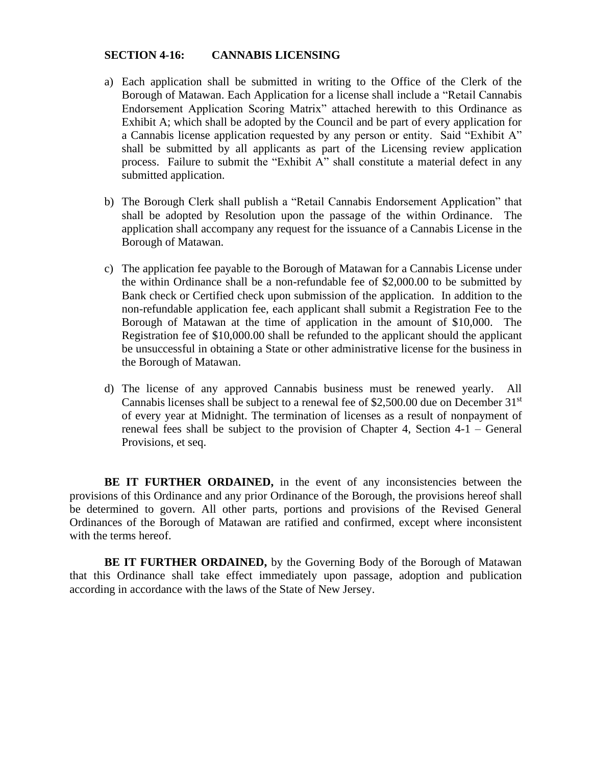**SECTION 4-16: CANNABIS LICENSING**

a) Each application shall be submitted in writing to the Office of the Clerk of the Borough of Matawan. Each Application for a license shall include a "Retail Cannabis Endorsement Application Scoring Matrix" attached herewith to this Ordinance as Exhibit A; which shall be adopted by the Council and be part of every application for a Cannabis license application requested by any person or entity. Said "Exhibit A" shall be submitted by all applicants as part of the Licensing review application process. Failure to submit the "Exhibit A" shall constitute a material defect in any submitted application.

b) The Borough Clerk shall publish a "Retail Cannabis Endorsement Application" that shall be adopted by Resolution upon the passage of the within Ordinance. The application shall accompany any request for the issuance of a Cannabis License in the Borough of Matawan.

c) The application fee payable to the Borough of Matawan for a Cannabis License under the within Ordinance shall be a non-refundable fee of $2,000.00 to be submitted by Bank check or Certified check upon submission of the application. In addition to the non-refundable application fee, each applicant shall submit a Registration Fee to the Borough of Matawan at the time of application in the amount of $10,000. The Registration fee of $10,000.00 shall be refunded to the applicant should the applicant be unsuccessful in obtaining a State or other administrative license for the business in the Borough of Matawan.

d) The license of any approved Cannabis business must be renewed yearly. All Cannabis licenses shall be subject to a renewal fee of $2,500.00 due on December 31st of every year at Midnight. The termination of licenses as a result of nonpayment of renewal fees shall be subject to the provision of Chapter 4, Section 4-1 – General Provisions, et seq.

**BE IT FURTHER ORDAINED,** in the event of any inconsistencies between the provisions of this Ordinance and any prior Ordinance of the Borough, the provisions hereof shall be determined to govern. All other parts, portions and provisions of the Revised General Ordinances of the Borough of Matawan are ratified and confirmed, except where inconsistent with the terms hereof.

**BE IT FURTHER ORDAINED,** by the Governing Body of the Borough of Matawan that this Ordinance shall take effect immediately upon passage, adoption and publication according in accordance with the laws of the State of New Jersey.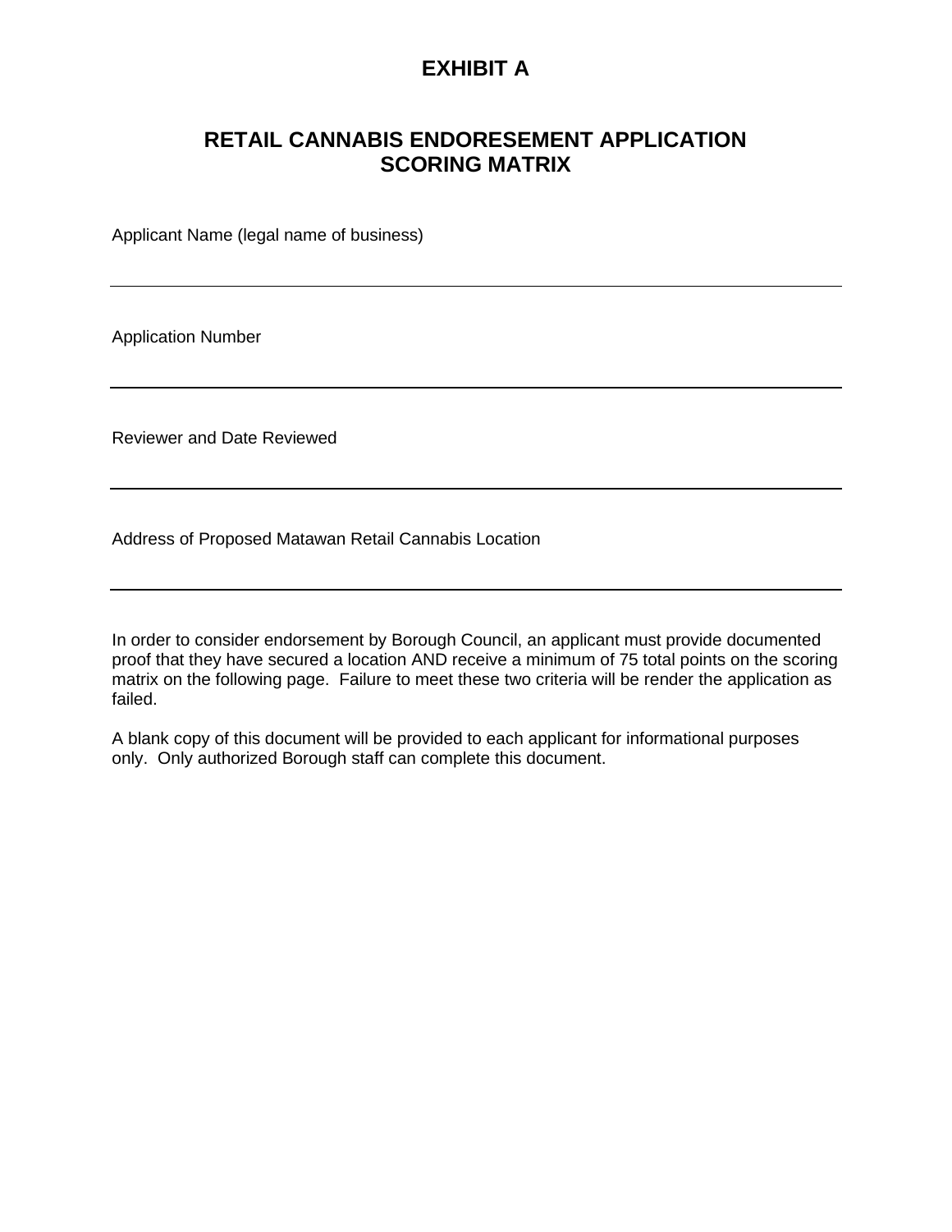# EXHIBIT A

## RETAIL CANNABIS ENDORESEMENT APPLICATION SCORING MATRIX

Applicant Name (legal name of business)

\_\_\_\_\_\_\_\_\_\_\_\_\_\_\_\_\_\_\_\_\_\_\_\_\_\_\_\_\_\_\_\_\_\_\_\_\_\_\_\_\_\_\_\_\_\_\_\_\_\_\_\_\_\_\_\_\_\_\_\_

Application Number

\_\_\_\_\_\_\_\_\_\_\_\_\_\_\_\_\_\_\_\_\_\_\_\_\_\_\_\_\_\_\_\_\_\_\_\_\_\_\_\_\_\_\_\_\_\_\_\_\_\_\_\_\_\_\_\_\_\_\_\_

Reviewer and Date Reviewed

\_\_\_\_\_\_\_\_\_\_\_\_\_\_\_\_\_\_\_\_\_\_\_\_\_\_\_\_\_\_\_\_\_\_\_\_\_\_\_\_\_\_\_\_\_\_\_\_\_\_\_\_\_\_\_\_\_\_\_\_

Address of Proposed Matawan Retail Cannabis Location

\_\_\_\_\_\_\_\_\_\_\_\_\_\_\_\_\_\_\_\_\_\_\_\_\_\_\_\_\_\_\_\_\_\_\_\_\_\_\_\_\_\_\_\_\_\_\_\_\_\_\_\_\_\_\_\_\_\_\_\_

In order to consider endorsement by Borough Council, an applicant must provide documented proof that they have secured a location AND receive a minimum of 75 total points on the scoring matrix on the following page. Failure to meet these two criteria will be render the application as failed.

A blank copy of this document will be provided to each applicant for informational purposes only. Only authorized Borough staff can complete this document.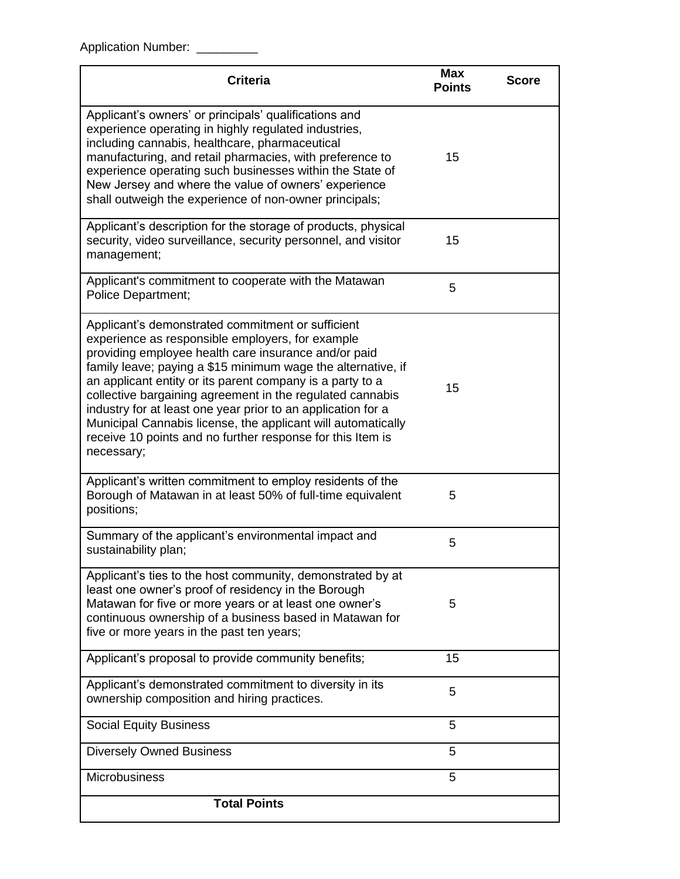Application Number: _________

| Criteria | Max Points | Score |
| --- | --- | --- |
| Applicant's owners' or principals' qualifications and experience operating in highly regulated industries, including cannabis, healthcare, pharmaceutical manufacturing, and retail pharmacies, with preference to experience operating such businesses within the State of New Jersey and where the value of owners' experience shall outweigh the experience of non-owner principals; | 15 | |
| Applicant's description for the storage of products, physical security, video surveillance, security personnel, and visitor management; | 15 | |
| Applicant's commitment to cooperate with the Matawan Police Department; | 5 | |
| Applicant's demonstrated commitment or sufficient experience as responsible employers, for example providing employee health care insurance and/or paid family leave; paying a $15 minimum wage the alternative, if an applicant entity or its parent company is a party to a collective bargaining agreement in the regulated cannabis industry for at least one year prior to an application for a Municipal Cannabis license, the applicant will automatically receive 10 points and no further response for this Item is necessary; | 15 | |
| Applicant's written commitment to employ residents of the Borough of Matawan in at least 50% of full-time equivalent positions; | 5 | |
| Summary of the applicant's environmental impact and sustainability plan; | 5 | |
| Applicant's ties to the host community, demonstrated by at least one owner's proof of residency in the Borough Matawan for five or more years or at least one owner's continuous ownership of a business based in Matawan for five or more years in the past ten years; | 5 | |
| Applicant's proposal to provide community benefits; | 15 | |
| Applicant's demonstrated commitment to diversity in its ownership composition and hiring practices. | 5 | |
| Social Equity Business | 5 | |
| Diversely Owned Business | 5 | |
| Microbusiness | 5 | |
| **Total Points** | | |